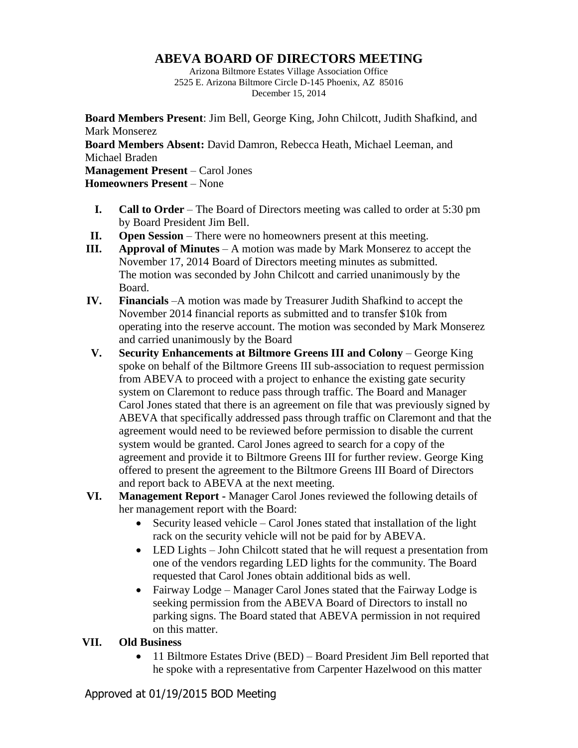# ABEVA BOARD OF DIRECTORS MEETING

Arizona Biltmore Estates Village Association Office
2525 E. Arizona Biltmore Circle D-145 Phoenix, AZ 85016
December 15, 2014

**Board Members Present**: Jim Bell, George King, John Chilcott, Judith Shafkind, and Mark Monserez
**Board Members Absent:** David Damron, Rebecca Heath, Michael Leeman, and Michael Braden
**Management Present** – Carol Jones
**Homeowners Present** – None

I. **Call to Order** – The Board of Directors meeting was called to order at 5:30 pm by Board President Jim Bell.

II. **Open Session** – There were no homeowners present at this meeting.

III. **Approval of Minutes** – A motion was made by Mark Monserez to accept the November 17, 2014 Board of Directors meeting minutes as submitted. The motion was seconded by John Chilcott and carried unanimously by the Board.

IV. **Financials** –A motion was made by Treasurer Judith Shafkind to accept the November 2014 financial reports as submitted and to transfer $10k from operating into the reserve account. The motion was seconded by Mark Monserez and carried unanimously by the Board

V. **Security Enhancements at Biltmore Greens III and Colony** – George King spoke on behalf of the Biltmore Greens III sub-association to request permission from ABEVA to proceed with a project to enhance the existing gate security system on Claremont to reduce pass through traffic. The Board and Manager Carol Jones stated that there is an agreement on file that was previously signed by ABEVA that specifically addressed pass through traffic on Claremont and that the agreement would need to be reviewed before permission to disable the current system would be granted. Carol Jones agreed to search for a copy of the agreement and provide it to Biltmore Greens III for further review. George King offered to present the agreement to the Biltmore Greens III Board of Directors and report back to ABEVA at the next meeting.

VI. **Management Report -** Manager Carol Jones reviewed the following details of her management report with the Board:
   - Security leased vehicle – Carol Jones stated that installation of the light rack on the security vehicle will not be paid for by ABEVA.
   - LED Lights – John Chilcott stated that he will request a presentation from one of the vendors regarding LED lights for the community. The Board requested that Carol Jones obtain additional bids as well.
   - Fairway Lodge – Manager Carol Jones stated that the Fairway Lodge is seeking permission from the ABEVA Board of Directors to install no parking signs. The Board stated that ABEVA permission in not required on this matter.

VII. **Old Business**
   - 11 Biltmore Estates Drive (BED) – Board President Jim Bell reported that he spoke with a representative from Carpenter Hazelwood on this matter

Approved at 01/19/2015 BOD Meeting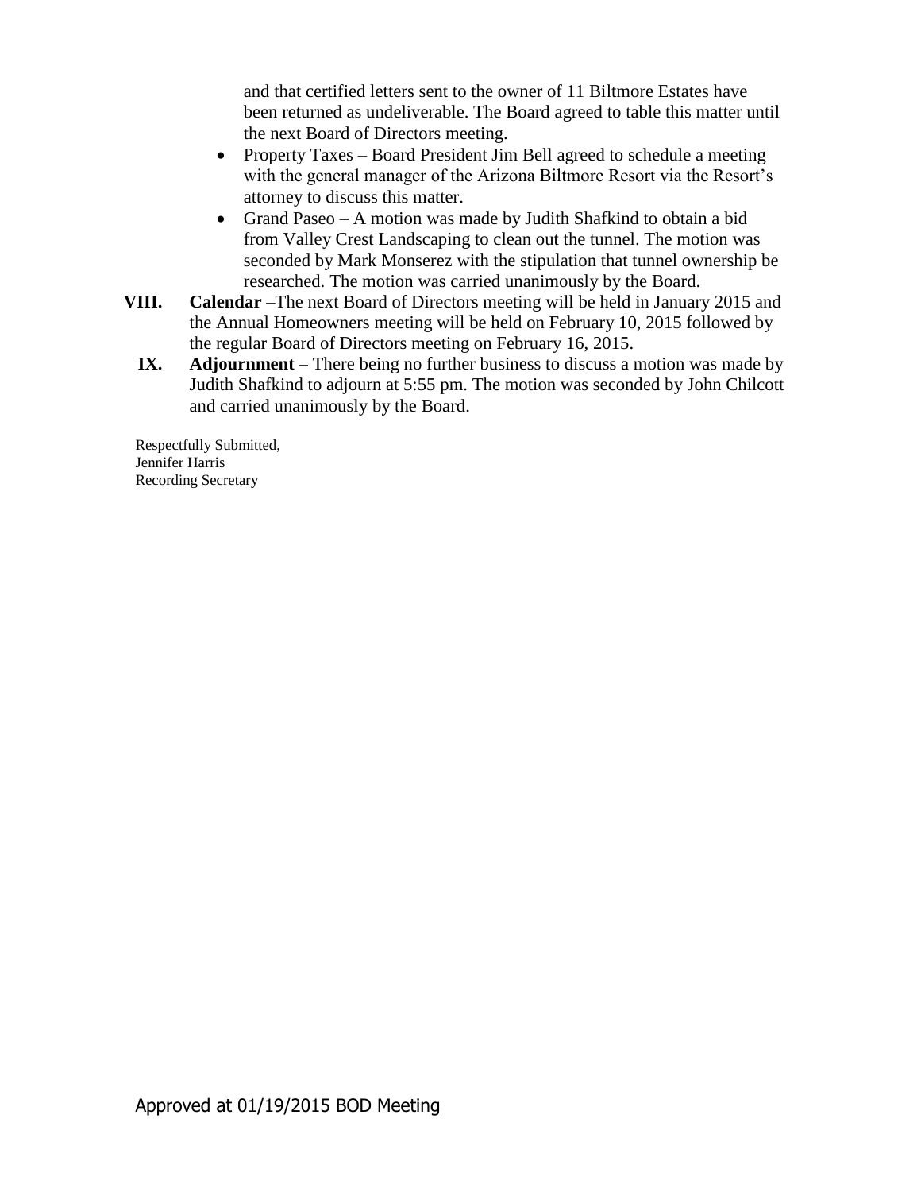and that certified letters sent to the owner of 11 Biltmore Estates have been returned as undeliverable. The Board agreed to table this matter until the next Board of Directors meeting.

- Property Taxes – Board President Jim Bell agreed to schedule a meeting with the general manager of the Arizona Biltmore Resort via the Resort's attorney to discuss this matter.
- Grand Paseo – A motion was made by Judith Shafkind to obtain a bid from Valley Crest Landscaping to clean out the tunnel. The motion was seconded by Mark Monserez with the stipulation that tunnel ownership be researched. The motion was carried unanimously by the Board.

**VIII. Calendar** –The next Board of Directors meeting will be held in January 2015 and the Annual Homeowners meeting will be held on February 10, 2015 followed by the regular Board of Directors meeting on February 16, 2015.

**IX. Adjournment** – There being no further business to discuss a motion was made by Judith Shafkind to adjourn at 5:55 pm. The motion was seconded by John Chilcott and carried unanimously by the Board.

Respectfully Submitted,
Jennifer Harris
Recording Secretary

Approved at 01/19/2015 BOD Meeting